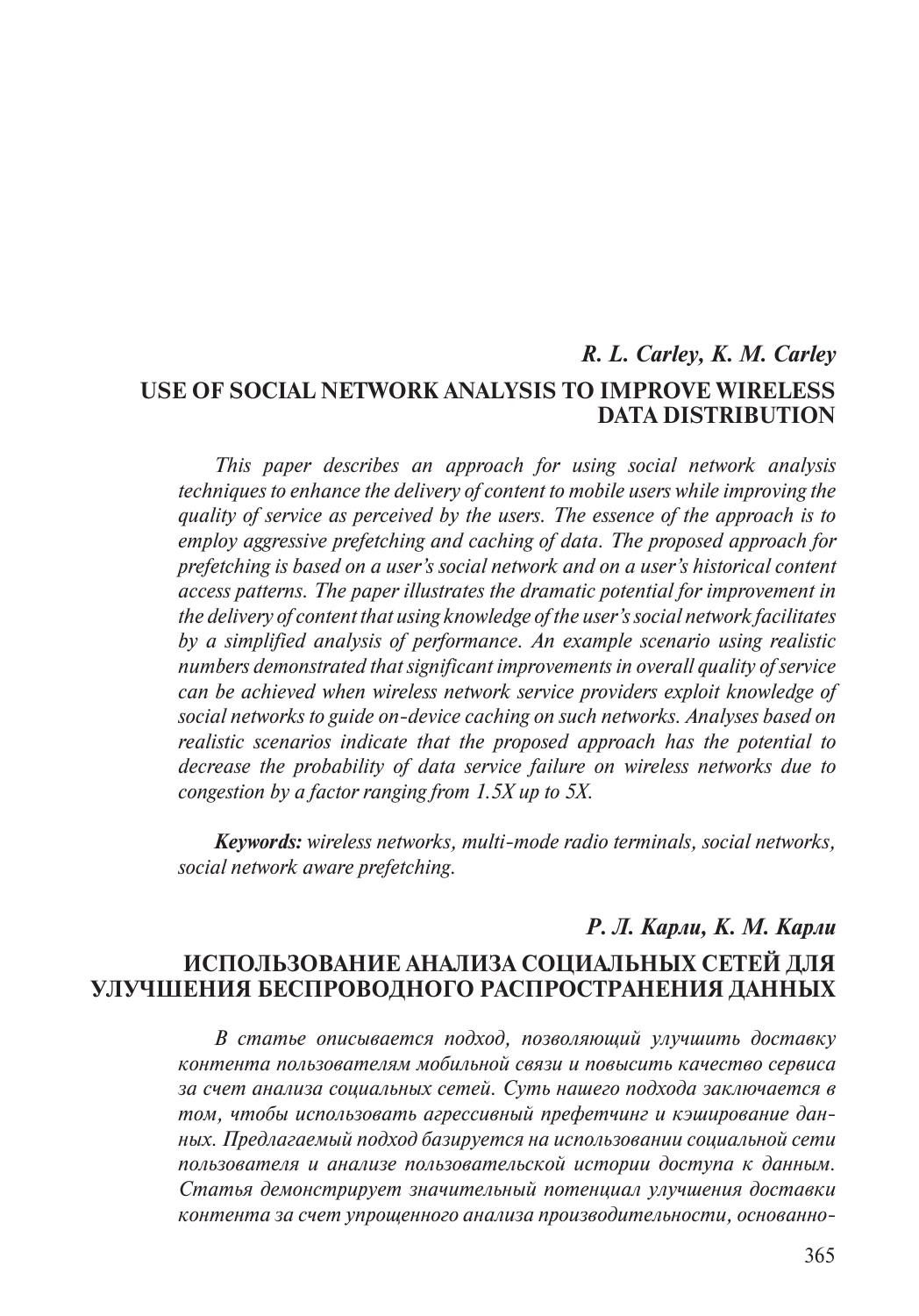***R. L. Carley, K. M. Carley***

# USE OF SOCIAL NETWORK ANALYSIS TO IMPROVE WIRELESS DATA DISTRIBUTION

*This paper describes an approach for using social network analysis techniques to enhance the delivery of content to mobile users while improving the quality of service as perceived by the users. The essence of the approach is to employ aggressive prefetching and caching of data. The proposed approach for prefetching is based on a user's social network and on a user's historical content access patterns. The paper illustrates the dramatic potential for improvement in the delivery of content that using knowledge of the user's social network facilitates by a simplified analysis of performance. An example scenario using realistic numbers demonstrated that significant improvements in overall quality of service can be achieved when wireless network service providers exploit knowledge of social networks to guide on-device caching on such networks. Analyses based on realistic scenarios indicate that the proposed approach has the potential to decrease the probability of data service failure on wireless networks due to congestion by a factor ranging from 1.5X up to 5X.*

***Keywords:*** *wireless networks, multi-mode radio terminals, social networks, social network aware prefetching.*

***Р. Л. Карли, К. М. Карли***

# ИСПОЛЬЗОВАНИЕ АНАЛИЗА СОЦИАЛЬНЫХ СЕТЕЙ ДЛЯ УЛУЧШЕНИЯ БЕСПРОВОДНОГО РАСПРОСТРАНЕНИЯ ДАННЫХ

*В статье описывается подход, позволяющий улучшить доставку контента пользователям мобильной связи и повысить качество сервиса за счет анализа социальных сетей. Суть нашего подхода заключается в том, чтобы использовать агрессивный префетчинг и кэширование данных. Предлагаемый подход базируется на использовании социальной сети пользователя и анализе пользовательской истории доступа к данным. Статья демонстрирует значительный потенциал улучшения доставки контента за счет упрощенного анализа производительности, основанно-*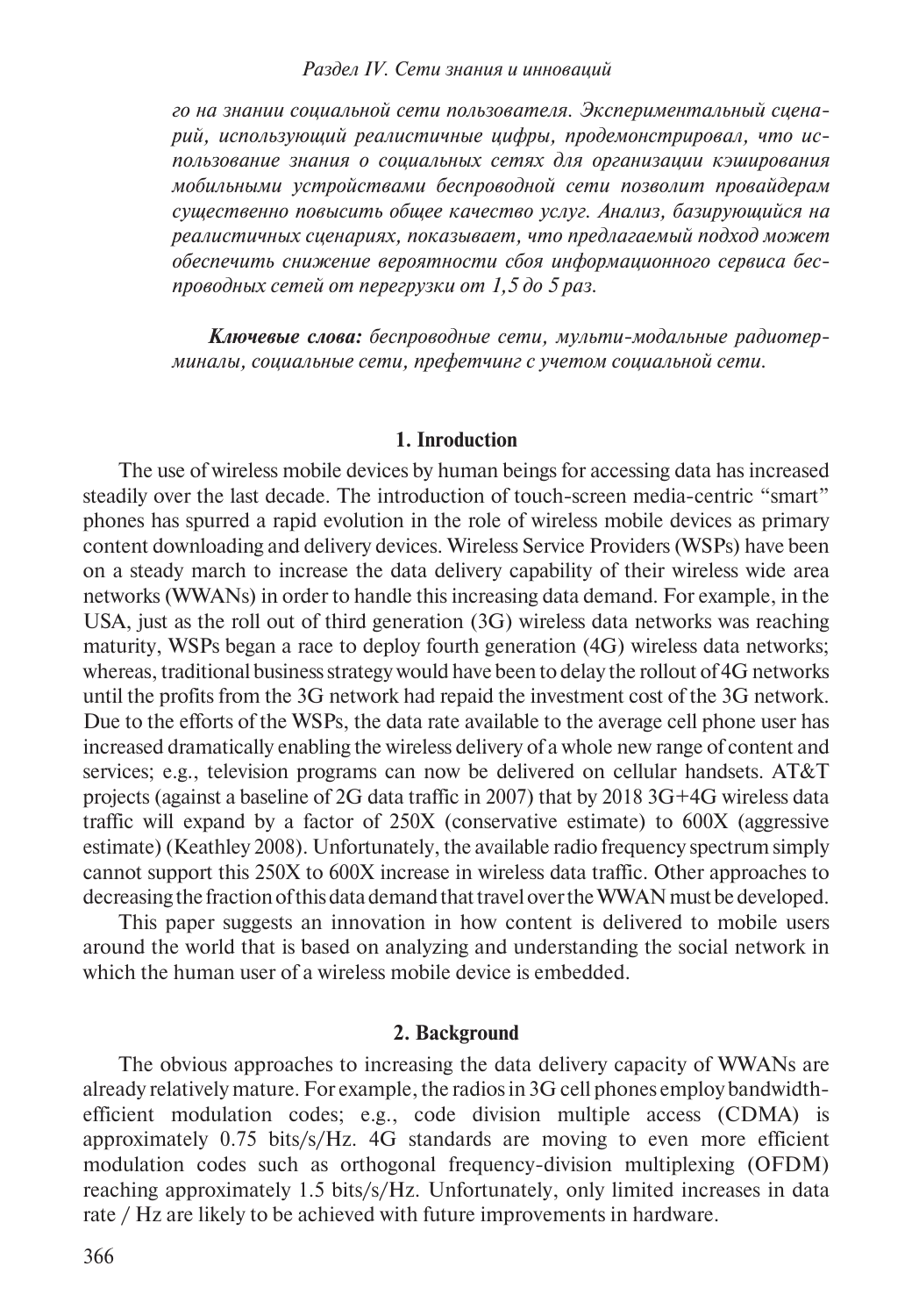*го на знании социальной сети пользователя. Экспериментальный сценарий, использующий реалистичные цифры, продемонстрировал, что использование знания о социальных сетях для организации кэширования мобильными устройствами беспроводной сети позволит провайдерам существенно повысить общее качество услуг. Анализ, базирующийся на реалистичных сценариях, показывает, что предлагаемый подход может обеспечить снижение вероятности сбоя информационного сервиса беспроводных сетей от перегрузки от 1,5 до 5 раз.*

***Ключевые слова:*** *беспроводные сети, мульти-модальные радиотерминалы, социальные сети, префетчинг с учетом социальной сети.*

## 1. Introduction

The use of wireless mobile devices by human beings for accessing data has increased steadily over the last decade. The introduction of touch-screen media-centric "smart" phones has spurred a rapid evolution in the role of wireless mobile devices as primary content downloading and delivery devices. Wireless Service Providers (WSPs) have been on a steady march to increase the data delivery capability of their wireless wide area networks (WWANs) in order to handle this increasing data demand. For example, in the USA, just as the roll out of third generation (3G) wireless data networks was reaching maturity, WSPs began a race to deploy fourth generation (4G) wireless data networks; whereas, traditional business strategy would have been to delay the rollout of 4G networks until the profits from the 3G network had repaid the investment cost of the 3G network. Due to the efforts of the WSPs, the data rate available to the average cell phone user has increased dramatically enabling the wireless delivery of a whole new range of content and services; e.g., television programs can now be delivered on cellular handsets. AT&T projects (against a baseline of 2G data traffic in 2007) that by 2018 3G+4G wireless data traffic will expand by a factor of 250X (conservative estimate) to 600X (aggressive estimate) (Keathley 2008). Unfortunately, the available radio frequency spectrum simply cannot support this 250X to 600X increase in wireless data traffic. Other approaches to decreasing the fraction of this data demand that travel over the WWAN must be developed.

This paper suggests an innovation in how content is delivered to mobile users around the world that is based on analyzing and understanding the social network in which the human user of a wireless mobile device is embedded.

## 2. Background

The obvious approaches to increasing the data delivery capacity of WWANs are already relatively mature. For example, the radios in 3G cell phones employ bandwidth-efficient modulation codes; e.g., code division multiple access (CDMA) is approximately 0.75 bits/s/Hz. 4G standards are moving to even more efficient modulation codes such as orthogonal frequency-division multiplexing (OFDM) reaching approximately 1.5 bits/s/Hz. Unfortunately, only limited increases in data rate / Hz are likely to be achieved with future improvements in hardware.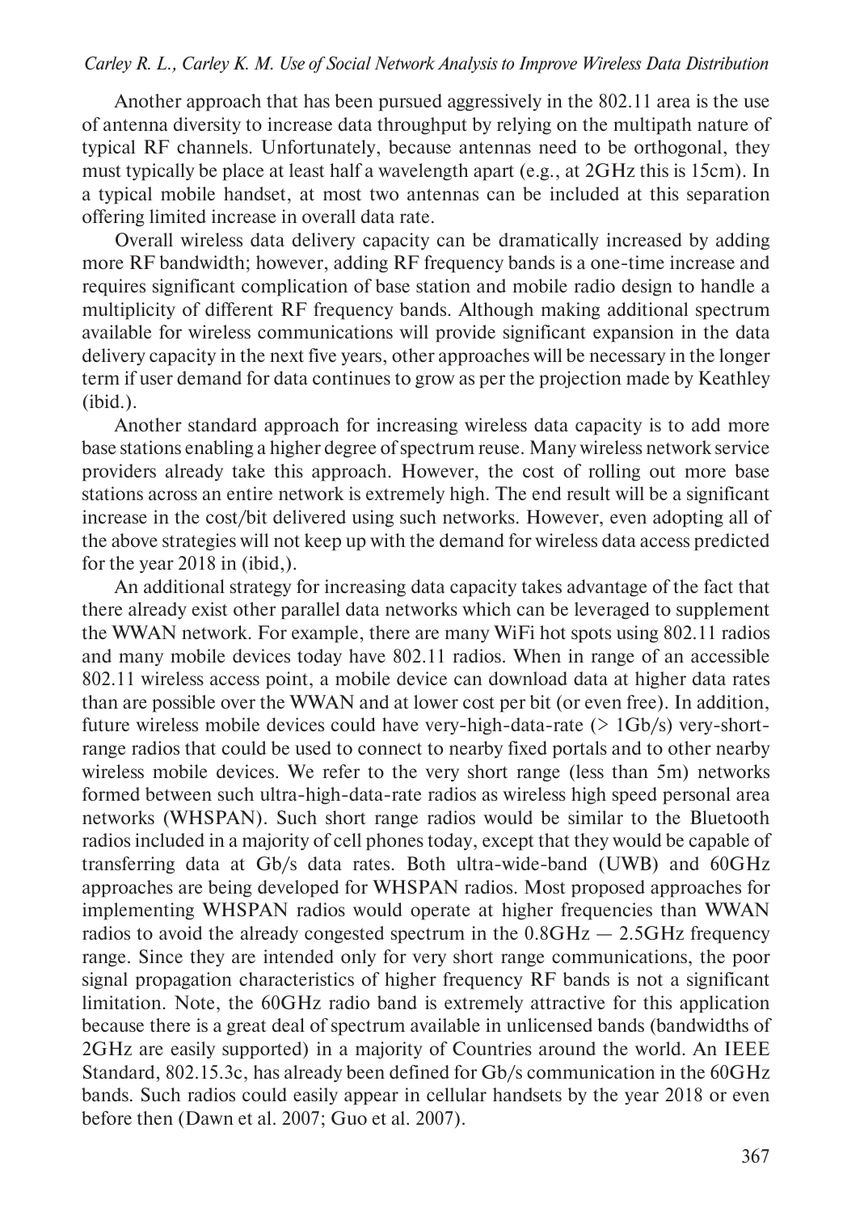Another approach that has been pursued aggressively in the 802.11 area is the use of antenna diversity to increase data throughput by relying on the multipath nature of typical RF channels. Unfortunately, because antennas need to be orthogonal, they must typically be place at least half a wavelength apart (e.g., at 2GHz this is 15cm). In a typical mobile handset, at most two antennas can be included at this separation offering limited increase in overall data rate.

Overall wireless data delivery capacity can be dramatically increased by adding more RF bandwidth; however, adding RF frequency bands is a one-time increase and requires significant complication of base station and mobile radio design to handle a multiplicity of different RF frequency bands. Although making additional spectrum available for wireless communications will provide significant expansion in the data delivery capacity in the next five years, other approaches will be necessary in the longer term if user demand for data continues to grow as per the projection made by Keathley (ibid.).

Another standard approach for increasing wireless data capacity is to add more base stations enabling a higher degree of spectrum reuse. Many wireless network service providers already take this approach. However, the cost of rolling out more base stations across an entire network is extremely high. The end result will be a significant increase in the cost/bit delivered using such networks. However, even adopting all of the above strategies will not keep up with the demand for wireless data access predicted for the year 2018 in (ibid,).

An additional strategy for increasing data capacity takes advantage of the fact that there already exist other parallel data networks which can be leveraged to supplement the WWAN network. For example, there are many WiFi hot spots using 802.11 radios and many mobile devices today have 802.11 radios. When in range of an accessible 802.11 wireless access point, a mobile device can download data at higher data rates than are possible over the WWAN and at lower cost per bit (or even free). In addition, future wireless mobile devices could have very-high-data-rate (> 1Gb/s) very-short-range radios that could be used to connect to nearby fixed portals and to other nearby wireless mobile devices. We refer to the very short range (less than 5m) networks formed between such ultra-high-data-rate radios as wireless high speed personal area networks (WHSPAN). Such short range radios would be similar to the Bluetooth radios included in a majority of cell phones today, except that they would be capable of transferring data at Gb/s data rates. Both ultra-wide-band (UWB) and 60GHz approaches are being developed for WHSPAN radios. Most proposed approaches for implementing WHSPAN radios would operate at higher frequencies than WWAN radios to avoid the already congested spectrum in the 0.8GHz — 2.5GHz frequency range. Since they are intended only for very short range communications, the poor signal propagation characteristics of higher frequency RF bands is not a significant limitation. Note, the 60GHz radio band is extremely attractive for this application because there is a great deal of spectrum available in unlicensed bands (bandwidths of 2GHz are easily supported) in a majority of Countries around the world. An IEEE Standard, 802.15.3c, has already been defined for Gb/s communication in the 60GHz bands. Such radios could easily appear in cellular handsets by the year 2018 or even before then (Dawn et al. 2007; Guo et al. 2007).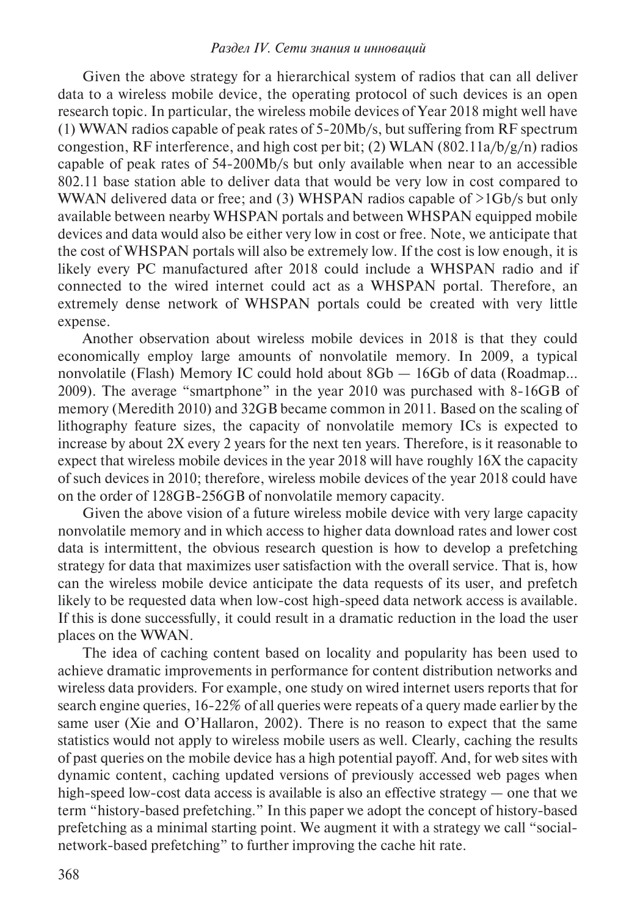Given the above strategy for a hierarchical system of radios that can all deliver data to a wireless mobile device, the operating protocol of such devices is an open research topic. In particular, the wireless mobile devices of Year 2018 might well have (1) WWAN radios capable of peak rates of 5-20Mb/s, but suffering from RF spectrum congestion, RF interference, and high cost per bit; (2) WLAN (802.11a/b/g/n) radios capable of peak rates of 54-200Mb/s but only available when near to an accessible 802.11 base station able to deliver data that would be very low in cost compared to WWAN delivered data or free; and (3) WHSPAN radios capable of >1Gb/s but only available between nearby WHSPAN portals and between WHSPAN equipped mobile devices and data would also be either very low in cost or free. Note, we anticipate that the cost of WHSPAN portals will also be extremely low. If the cost is low enough, it is likely every PC manufactured after 2018 could include a WHSPAN radio and if connected to the wired internet could act as a WHSPAN portal. Therefore, an extremely dense network of WHSPAN portals could be created with very little expense.

Another observation about wireless mobile devices in 2018 is that they could economically employ large amounts of nonvolatile memory. In 2009, a typical nonvolatile (Flash) Memory IC could hold about 8Gb — 16Gb of data (Roadmap... 2009). The average "smartphone" in the year 2010 was purchased with 8-16GB of memory (Meredith 2010) and 32GB became common in 2011. Based on the scaling of lithography feature sizes, the capacity of nonvolatile memory ICs is expected to increase by about 2X every 2 years for the next ten years. Therefore, is it reasonable to expect that wireless mobile devices in the year 2018 will have roughly 16X the capacity of such devices in 2010; therefore, wireless mobile devices of the year 2018 could have on the order of 128GB-256GB of nonvolatile memory capacity.

Given the above vision of a future wireless mobile device with very large capacity nonvolatile memory and in which access to higher data download rates and lower cost data is intermittent, the obvious research question is how to develop a prefetching strategy for data that maximizes user satisfaction with the overall service. That is, how can the wireless mobile device anticipate the data requests of its user, and prefetch likely to be requested data when low-cost high-speed data network access is available. If this is done successfully, it could result in a dramatic reduction in the load the user places on the WWAN.

The idea of caching content based on locality and popularity has been used to achieve dramatic improvements in performance for content distribution networks and wireless data providers. For example, one study on wired internet users reports that for search engine queries, 16-22% of all queries were repeats of a query made earlier by the same user (Xie and O'Hallaron, 2002). There is no reason to expect that the same statistics would not apply to wireless mobile users as well. Clearly, caching the results of past queries on the mobile device has a high potential payoff. And, for web sites with dynamic content, caching updated versions of previously accessed web pages when high-speed low-cost data access is available is also an effective strategy — one that we term "history-based prefetching." In this paper we adopt the concept of history-based prefetching as a minimal starting point. We augment it with a strategy we call "social-network-based prefetching" to further improving the cache hit rate.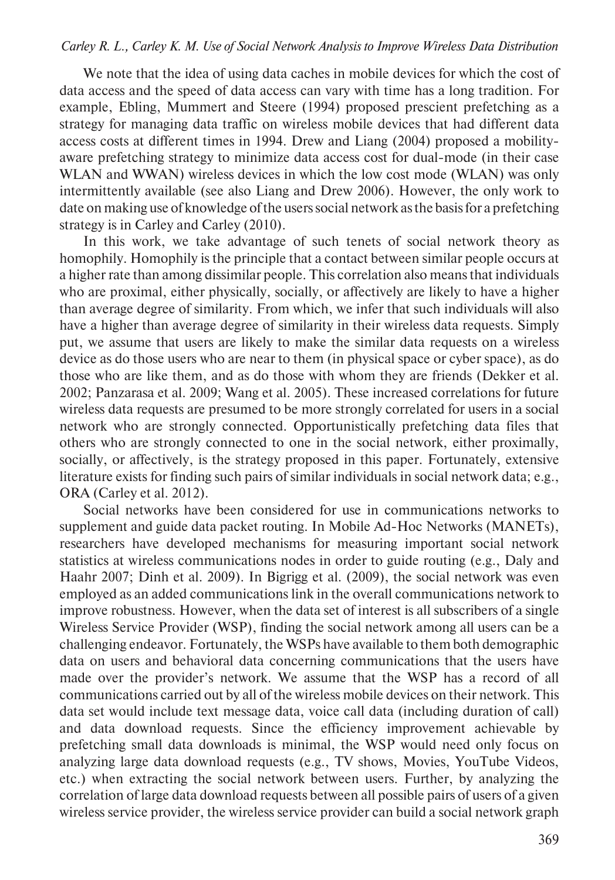We note that the idea of using data caches in mobile devices for which the cost of data access and the speed of data access can vary with time has a long tradition. For example, Ebling, Mummert and Steere (1994) proposed prescient prefetching as a strategy for managing data traffic on wireless mobile devices that had different data access costs at different times in 1994. Drew and Liang (2004) proposed a mobility-aware prefetching strategy to minimize data access cost for dual-mode (in their case WLAN and WWAN) wireless devices in which the low cost mode (WLAN) was only intermittently available (see also Liang and Drew 2006). However, the only work to date on making use of knowledge of the users social network as the basis for a prefetching strategy is in Carley and Carley (2010).

In this work, we take advantage of such tenets of social network theory as homophily. Homophily is the principle that a contact between similar people occurs at a higher rate than among dissimilar people. This correlation also means that individuals who are proximal, either physically, socially, or affectively are likely to have a higher than average degree of similarity. From which, we infer that such individuals will also have a higher than average degree of similarity in their wireless data requests. Simply put, we assume that users are likely to make the similar data requests on a wireless device as do those users who are near to them (in physical space or cyber space), as do those who are like them, and as do those with whom they are friends (Dekker et al. 2002; Panzarasa et al. 2009; Wang et al. 2005). These increased correlations for future wireless data requests are presumed to be more strongly correlated for users in a social network who are strongly connected. Opportunistically prefetching data files that others who are strongly connected to one in the social network, either proximally, socially, or affectively, is the strategy proposed in this paper. Fortunately, extensive literature exists for finding such pairs of similar individuals in social network data; e.g., ORA (Carley et al. 2012).

Social networks have been considered for use in communications networks to supplement and guide data packet routing. In Mobile Ad-Hoc Networks (MANETs), researchers have developed mechanisms for measuring important social network statistics at wireless communications nodes in order to guide routing (e.g., Daly and Haahr 2007; Dinh et al. 2009). In Bigrigg et al. (2009), the social network was even employed as an added communications link in the overall communications network to improve robustness. However, when the data set of interest is all subscribers of a single Wireless Service Provider (WSP), finding the social network among all users can be a challenging endeavor. Fortunately, the WSPs have available to them both demographic data on users and behavioral data concerning communications that the users have made over the provider's network. We assume that the WSP has a record of all communications carried out by all of the wireless mobile devices on their network. This data set would include text message data, voice call data (including duration of call) and data download requests. Since the efficiency improvement achievable by prefetching small data downloads is minimal, the WSP would need only focus on analyzing large data download requests (e.g., TV shows, Movies, YouTube Videos, etc.) when extracting the social network between users. Further, by analyzing the correlation of large data download requests between all possible pairs of users of a given wireless service provider, the wireless service provider can build a social network graph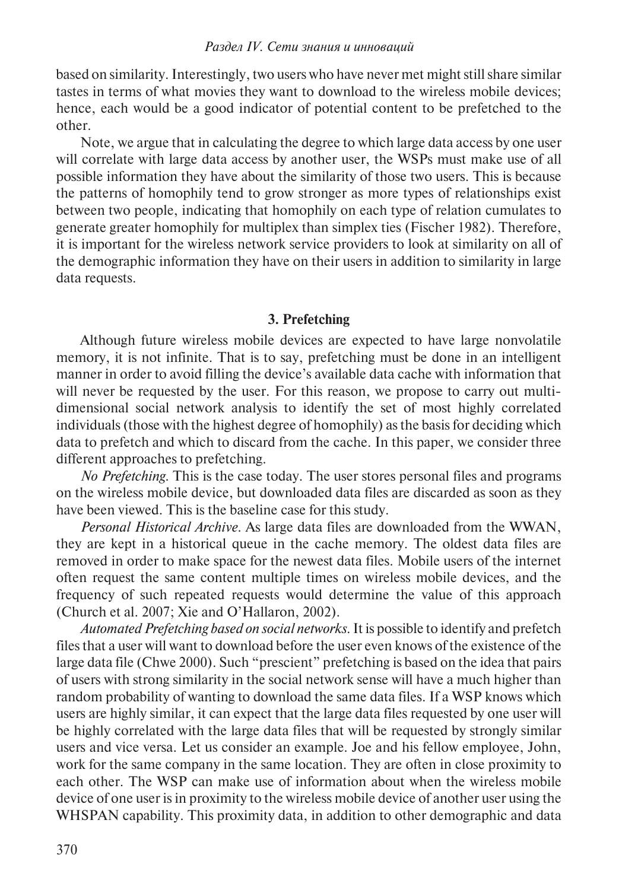based on similarity. Interestingly, two users who have never met might still share similar tastes in terms of what movies they want to download to the wireless mobile devices; hence, each would be a good indicator of potential content to be prefetched to the other.

Note, we argue that in calculating the degree to which large data access by one user will correlate with large data access by another user, the WSPs must make use of all possible information they have about the similarity of those two users. This is because the patterns of homophily tend to grow stronger as more types of relationships exist between two people, indicating that homophily on each type of relation cumulates to generate greater homophily for multiplex than simplex ties (Fischer 1982). Therefore, it is important for the wireless network service providers to look at similarity on all of the demographic information they have on their users in addition to similarity in large data requests.

## 3. Prefetching

Although future wireless mobile devices are expected to have large nonvolatile memory, it is not infinite. That is to say, prefetching must be done in an intelligent manner in order to avoid filling the device's available data cache with information that will never be requested by the user. For this reason, we propose to carry out multi-dimensional social network analysis to identify the set of most highly correlated individuals (those with the highest degree of homophily) as the basis for deciding which data to prefetch and which to discard from the cache. In this paper, we consider three different approaches to prefetching.

*No Prefetching.* This is the case today. The user stores personal files and programs on the wireless mobile device, but downloaded data files are discarded as soon as they have been viewed. This is the baseline case for this study.

*Personal Historical Archive.* As large data files are downloaded from the WWAN, they are kept in a historical queue in the cache memory. The oldest data files are removed in order to make space for the newest data files. Mobile users of the internet often request the same content multiple times on wireless mobile devices, and the frequency of such repeated requests would determine the value of this approach (Church et al. 2007; Xie and O'Hallaron, 2002).

*Automated Prefetching based on social networks.* It is possible to identify and prefetch files that a user will want to download before the user even knows of the existence of the large data file (Chwe 2000). Such "prescient" prefetching is based on the idea that pairs of users with strong similarity in the social network sense will have a much higher than random probability of wanting to download the same data files. If a WSP knows which users are highly similar, it can expect that the large data files requested by one user will be highly correlated with the large data files that will be requested by strongly similar users and vice versa. Let us consider an example. Joe and his fellow employee, John, work for the same company in the same location. They are often in close proximity to each other. The WSP can make use of information about when the wireless mobile device of one user is in proximity to the wireless mobile device of another user using the WHSPAN capability. This proximity data, in addition to other demographic and data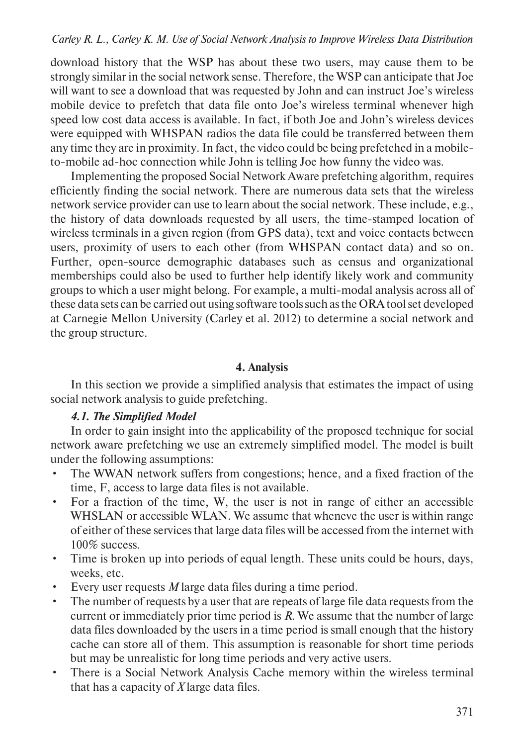download history that the WSP has about these two users, may cause them to be strongly similar in the social network sense. Therefore, the WSP can anticipate that Joe will want to see a download that was requested by John and can instruct Joe's wireless mobile device to prefetch that data file onto Joe's wireless terminal whenever high speed low cost data access is available. In fact, if both Joe and John's wireless devices were equipped with WHSPAN radios the data file could be transferred between them any time they are in proximity. In fact, the video could be being prefetched in a mobile-to-mobile ad-hoc connection while John is telling Joe how funny the video was.

Implementing the proposed Social Network Aware prefetching algorithm, requires efficiently finding the social network. There are numerous data sets that the wireless network service provider can use to learn about the social network. These include, e.g., the history of data downloads requested by all users, the time-stamped location of wireless terminals in a given region (from GPS data), text and voice contacts between users, proximity of users to each other (from WHSPAN contact data) and so on. Further, open-source demographic databases such as census and organizational memberships could also be used to further help identify likely work and community groups to which a user might belong. For example, a multi-modal analysis across all of these data sets can be carried out using software tools such as the ORA tool set developed at Carnegie Mellon University (Carley et al. 2012) to determine a social network and the group structure.

## 4. Analysis

In this section we provide a simplified analysis that estimates the impact of using social network analysis to guide prefetching.

### *4.1. The Simplified Model*

In order to gain insight into the applicability of the proposed technique for social network aware prefetching we use an extremely simplified model. The model is built under the following assumptions:

- The WWAN network suffers from congestions; hence, and a fixed fraction of the time, F, access to large data files is not available.
- For a fraction of the time, W, the user is not in range of either an accessible WHSLAN or accessible WLAN. We assume that wheneve the user is within range of either of these services that large data files will be accessed from the internet with 100% success.
- Time is broken up into periods of equal length. These units could be hours, days, weeks, etc.
- Every user requests $M$ large data files during a time period.
- The number of requests by a user that are repeats of large file data requests from the current or immediately prior time period is $R$. We assume that the number of large data files downloaded by the users in a time period is small enough that the history cache can store all of them. This assumption is reasonable for short time periods but may be unrealistic for long time periods and very active users.
- There is a Social Network Analysis Cache memory within the wireless terminal that has a capacity of $X$ large data files.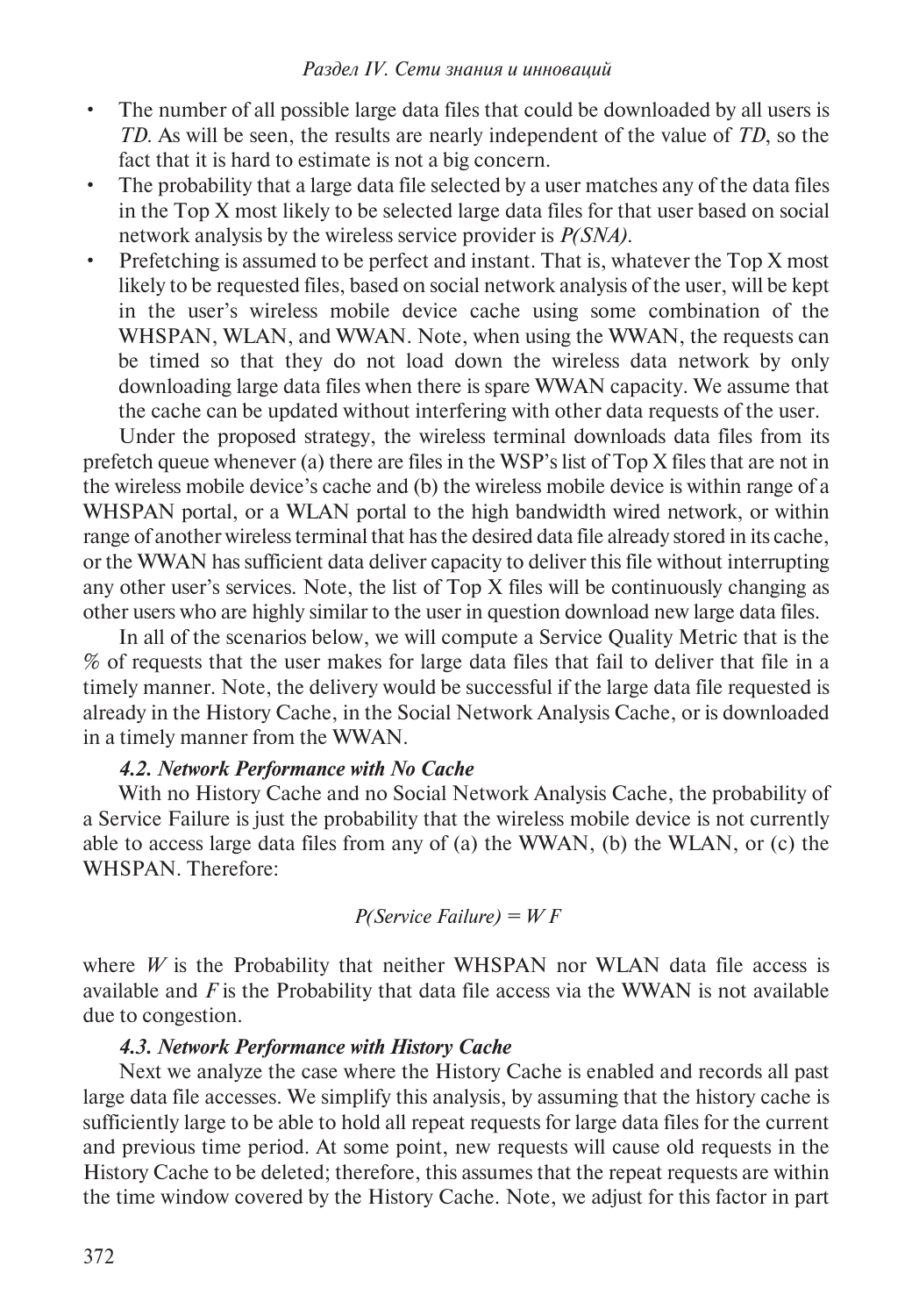- The number of all possible large data files that could be downloaded by all users is *TD*. As will be seen, the results are nearly independent of the value of *TD*, so the fact that it is hard to estimate is not a big concern.
- The probability that a large data file selected by a user matches any of the data files in the Top X most likely to be selected large data files for that user based on social network analysis by the wireless service provider is *P(SNA)*.
- Prefetching is assumed to be perfect and instant. That is, whatever the Top X most likely to be requested files, based on social network analysis of the user, will be kept in the user's wireless mobile device cache using some combination of the WHSPAN, WLAN, and WWAN. Note, when using the WWAN, the requests can be timed so that they do not load down the wireless data network by only downloading large data files when there is spare WWAN capacity. We assume that the cache can be updated without interfering with other data requests of the user.

Under the proposed strategy, the wireless terminal downloads data files from its prefetch queue whenever (a) there are files in the WSP's list of Top X files that are not in the wireless mobile device's cache and (b) the wireless mobile device is within range of a WHSPAN portal, or a WLAN portal to the high bandwidth wired network, or within range of another wireless terminal that has the desired data file already stored in its cache, or the WWAN has sufficient data deliver capacity to deliver this file without interrupting any other user's services. Note, the list of Top X files will be continuously changing as other users who are highly similar to the user in question download new large data files.

In all of the scenarios below, we will compute a Service Quality Metric that is the % of requests that the user makes for large data files that fail to deliver that file in a timely manner. Note, the delivery would be successful if the large data file requested is already in the History Cache, in the Social Network Analysis Cache, or is downloaded in a timely manner from the WWAN.

### 4.2. Network Performance with No Cache

With no History Cache and no Social Network Analysis Cache, the probability of a Service Failure is just the probability that the wireless mobile device is not currently able to access large data files from any of (a) the WWAN, (b) the WLAN, or (c) the WHSPAN. Therefore:

$$P(Service\ Failure) = W\,F$$

where $W$ is the Probability that neither WHSPAN nor WLAN data file access is available and $F$ is the Probability that data file access via the WWAN is not available due to congestion.

### 4.3. Network Performance with History Cache

Next we analyze the case where the History Cache is enabled and records all past large data file accesses. We simplify this analysis, by assuming that the history cache is sufficiently large to be able to hold all repeat requests for large data files for the current and previous time period. At some point, new requests will cause old requests in the History Cache to be deleted; therefore, this assumes that the repeat requests are within the time window covered by the History Cache. Note, we adjust for this factor in part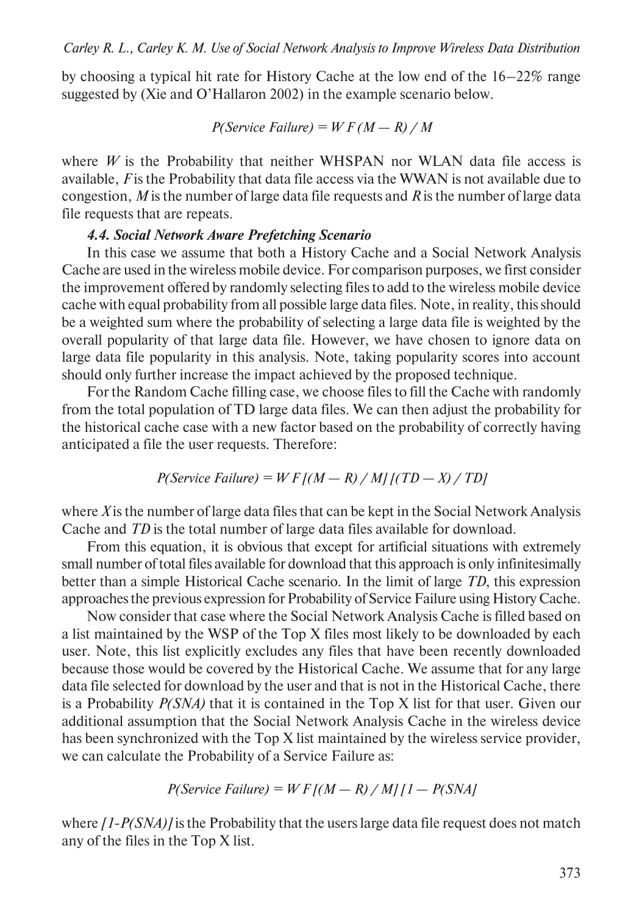by choosing a typical hit rate for History Cache at the low end of the 16–22% range suggested by (Xie and O'Hallaron 2002) in the example scenario below.

$$P(Service\ Failure) = W\,F\,(M - R) / M$$

where $W$ is the Probability that neither WHSPAN nor WLAN data file access is available, $F$ is the Probability that data file access via the WWAN is not available due to congestion, $M$ is the number of large data file requests and $R$ is the number of large data file requests that are repeats.

### 4.4. Social Network Aware Prefetching Scenario

In this case we assume that both a History Cache and a Social Network Analysis Cache are used in the wireless mobile device. For comparison purposes, we first consider the improvement offered by randomly selecting files to add to the wireless mobile device cache with equal probability from all possible large data files. Note, in reality, this should be a weighted sum where the probability of selecting a large data file is weighted by the overall popularity of that large data file. However, we have chosen to ignore data on large data file popularity in this analysis. Note, taking popularity scores into account should only further increase the impact achieved by the proposed technique.

For the Random Cache filling case, we choose files to fill the Cache with randomly from the total population of TD large data files. We can then adjust the probability for the historical cache case with a new factor based on the probability of correctly having anticipated a file the user requests. Therefore:

$$P(Service\ Failure) = W\,F\,[(M - R) / M]\,[(TD - X) / TD]$$

where $X$ is the number of large data files that can be kept in the Social Network Analysis Cache and $TD$ is the total number of large data files available for download.

From this equation, it is obvious that except for artificial situations with extremely small number of total files available for download that this approach is only infinitesimally better than a simple Historical Cache scenario. In the limit of large $TD$, this expression approaches the previous expression for Probability of Service Failure using History Cache.

Now consider that case where the Social Network Analysis Cache is filled based on a list maintained by the WSP of the Top X files most likely to be downloaded by each user. Note, this list explicitly excludes any files that have been recently downloaded because those would be covered by the Historical Cache. We assume that for any large data file selected for download by the user and that is not in the Historical Cache, there is a Probability $P(SNA)$ that it is contained in the Top X list for that user. Given our additional assumption that the Social Network Analysis Cache in the wireless device has been synchronized with the Top X list maintained by the wireless service provider, we can calculate the Probability of a Service Failure as:

$$P(Service\ Failure) = W\,F\,[(M - R) / M]\,[1 - P(SNA]$$

where $[1\text{-}P(SNA)]$ is the Probability that the users large data file request does not match any of the files in the Top X list.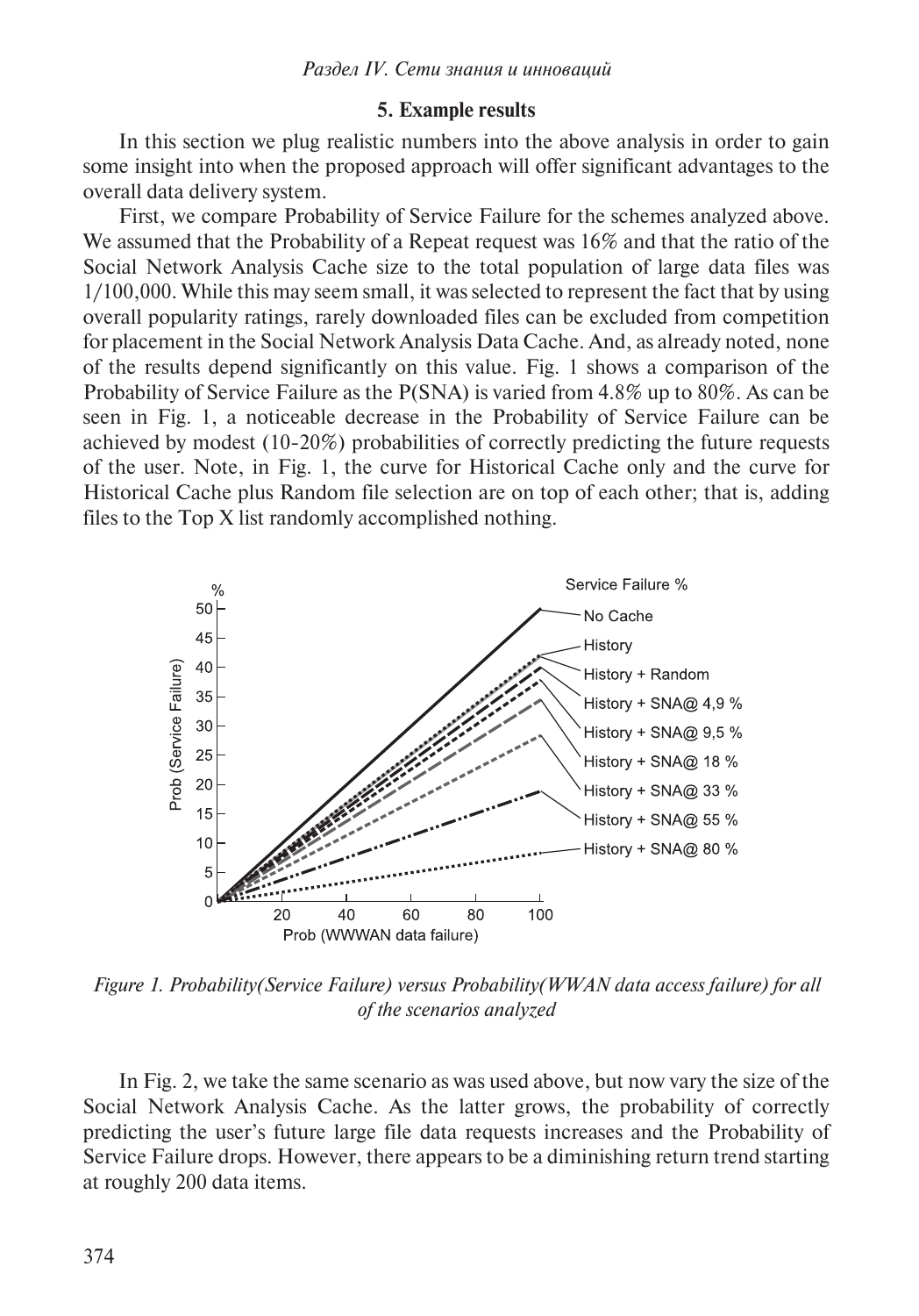## 5. Example results

In this section we plug realistic numbers into the above analysis in order to gain some insight into when the proposed approach will offer significant advantages to the overall data delivery system.

First, we compare Probability of Service Failure for the schemes analyzed above. We assumed that the Probability of a Repeat request was 16% and that the ratio of the Social Network Analysis Cache size to the total population of large data files was 1/100,000. While this may seem small, it was selected to represent the fact that by using overall popularity ratings, rarely downloaded files can be excluded from competition for placement in the Social Network Analysis Data Cache. And, as already noted, none of the results depend significantly on this value. Fig. 1 shows a comparison of the Probability of Service Failure as the P(SNA) is varied from 4.8% up to 80%. As can be seen in Fig. 1, a noticeable decrease in the Probability of Service Failure can be achieved by modest (10-20%) probabilities of correctly predicting the future requests of the user. Note, in Fig. 1, the curve for Historical Cache only and the curve for Historical Cache plus Random file selection are on top of each other; that is, adding files to the Top X list randomly accomplished nothing.

*Figure 1. Probability(Service Failure) versus Probability(WWAN data access failure) for all of the scenarios analyzed*

In Fig. 2, we take the same scenario as was used above, but now vary the size of the Social Network Analysis Cache. As the latter grows, the probability of correctly predicting the user's future large file data requests increases and the Probability of Service Failure drops. However, there appears to be a diminishing return trend starting at roughly 200 data items.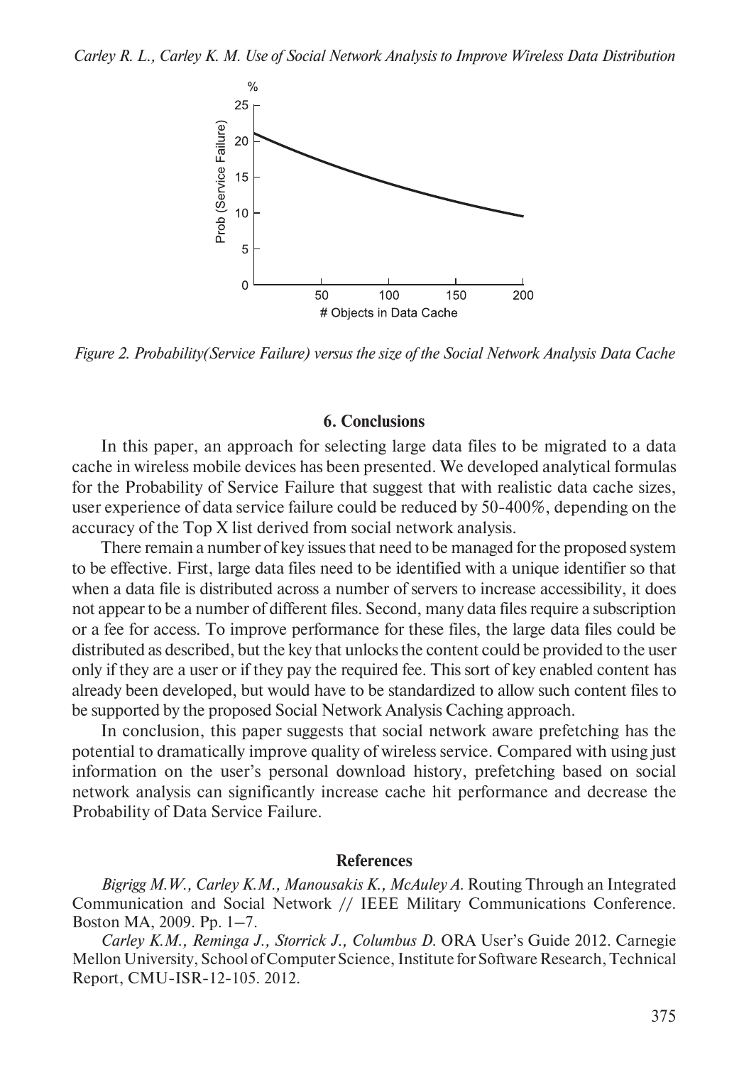Figure 2. Probability(Service Failure) versus the size of the Social Network Analysis Data Cache

## 6. Conclusions

In this paper, an approach for selecting large data files to be migrated to a data cache in wireless mobile devices has been presented. We developed analytical formulas for the Probability of Service Failure that suggest that with realistic data cache sizes, user experience of data service failure could be reduced by 50-400%, depending on the accuracy of the Top X list derived from social network analysis.

There remain a number of key issues that need to be managed for the proposed system to be effective. First, large data files need to be identified with a unique identifier so that when a data file is distributed across a number of servers to increase accessibility, it does not appear to be a number of different files. Second, many data files require a subscription or a fee for access. To improve performance for these files, the large data files could be distributed as described, but the key that unlocks the content could be provided to the user only if they are a user or if they pay the required fee. This sort of key enabled content has already been developed, but would have to be standardized to allow such content files to be supported by the proposed Social Network Analysis Caching approach.

In conclusion, this paper suggests that social network aware prefetching has the potential to dramatically improve quality of wireless service. Compared with using just information on the user's personal download history, prefetching based on social network analysis can significantly increase cache hit performance and decrease the Probability of Data Service Failure.

## References

*Bigrigg M.W., Carley K.M., Manousakis K., McAuley A.* Routing Through an Integrated Communication and Social Network // IEEE Military Communications Conference. Boston MA, 2009. Pp. 1–7.

*Carley K.M., Reminga J., Storrick J., Columbus D.* ORA User's Guide 2012. Carnegie Mellon University, School of Computer Science, Institute for Software Research, Technical Report, CMU-ISR-12-105. 2012.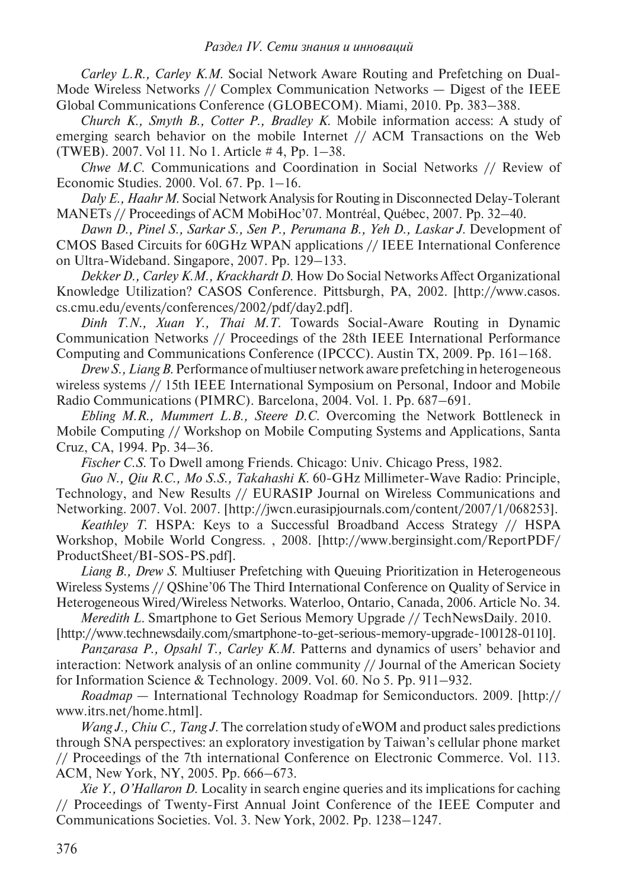*Carley L.R., Carley K.M.* Social Network Aware Routing and Prefetching on Dual-Mode Wireless Networks // Complex Communication Networks — Digest of the IEEE Global Communications Conference (GLOBECOM). Miami, 2010. Pp. 383–388.

*Church K., Smyth B., Cotter P., Bradley K.* Mobile information access: A study of emerging search behavior on the mobile Internet // ACM Transactions on the Web (TWEB). 2007. Vol 11. No 1. Article # 4, Pp. 1–38.

*Chwe M.C.* Communications and Coordination in Social Networks // Review of Economic Studies. 2000. Vol. 67. Pp. 1–16.

*Daly E., Haahr M.* Social Network Analysis for Routing in Disconnected Delay-Tolerant MANETs // Proceedings of ACM MobiHoc'07. Montréal, Québec, 2007. Pp. 32–40.

*Dawn D., Pinel S., Sarkar S., Sen P., Perumana B., Yeh D., Laskar J.* Development of CMOS Based Circuits for 60GHz WPAN applications // IEEE International Conference on Ultra-Wideband. Singapore, 2007. Pp. 129–133.

*Dekker D., Carley K.M., Krackhardt D.* How Do Social Networks Affect Organizational Knowledge Utilization? CASOS Conference. Pittsburgh, PA, 2002. [http://www.casos.cs.cmu.edu/events/conferences/2002/pdf/day2.pdf].

*Dinh T.N., Xuan Y., Thai M.T.* Towards Social-Aware Routing in Dynamic Communication Networks // Proceedings of the 28th IEEE International Performance Computing and Communications Conference (IPCCC). Austin TX, 2009. Pp. 161–168.

*Drew S., Liang B.* Performance of multiuser network aware prefetching in heterogeneous wireless systems // 15th IEEE International Symposium on Personal, Indoor and Mobile Radio Communications (PIMRC). Barcelona, 2004. Vol. 1. Pp. 687–691.

*Ebling M.R., Mummert L.B., Steere D.C.* Overcoming the Network Bottleneck in Mobile Computing // Workshop on Mobile Computing Systems and Applications, Santa Cruz, CA, 1994. Pp. 34–36.

*Fischer C.S.* To Dwell among Friends. Chicago: Univ. Chicago Press, 1982.

*Guo N., Qiu R.C., Mo S.S., Takahashi K.* 60-GHz Millimeter-Wave Radio: Principle, Technology, and New Results // EURASIP Journal on Wireless Communications and Networking. 2007. Vol. 2007. [http://jwcn.eurasipjournals.com/content/2007/1/068253].

*Keathley T.* HSPA: Keys to a Successful Broadband Access Strategy // HSPA Workshop, Mobile World Congress. , 2008. [http://www.berginsight.com/ReportPDF/ProductSheet/BI-SOS-PS.pdf].

*Liang B., Drew S.* Multiuser Prefetching with Queuing Prioritization in Heterogeneous Wireless Systems // QShine'06 The Third International Conference on Quality of Service in Heterogeneous Wired/Wireless Networks. Waterloo, Ontario, Canada, 2006. Article No. 34.

*Meredith L.* Smartphone to Get Serious Memory Upgrade // TechNewsDaily. 2010. [http://www.technewsdaily.com/smartphone-to-get-serious-memory-upgrade-100128-0110].

*Panzarasa P., Opsahl T., Carley K.M.* Patterns and dynamics of users' behavior and interaction: Network analysis of an online community // Journal of the American Society for Information Science & Technology. 2009. Vol. 60. No 5. Pp. 911–932.

*Roadmap* — International Technology Roadmap for Semiconductors. 2009. [http://www.itrs.net/home.html].

*Wang J., Chiu C., Tang J.* The correlation study of eWOM and product sales predictions through SNA perspectives: an exploratory investigation by Taiwan's cellular phone market // Proceedings of the 7th international Conference on Electronic Commerce. Vol. 113. ACM, New York, NY, 2005. Pp. 666–673.

*Xie Y., O'Hallaron D.* Locality in search engine queries and its implications for caching // Proceedings of Twenty-First Annual Joint Conference of the IEEE Computer and Communications Societies. Vol. 3. New York, 2002. Pp. 1238–1247.